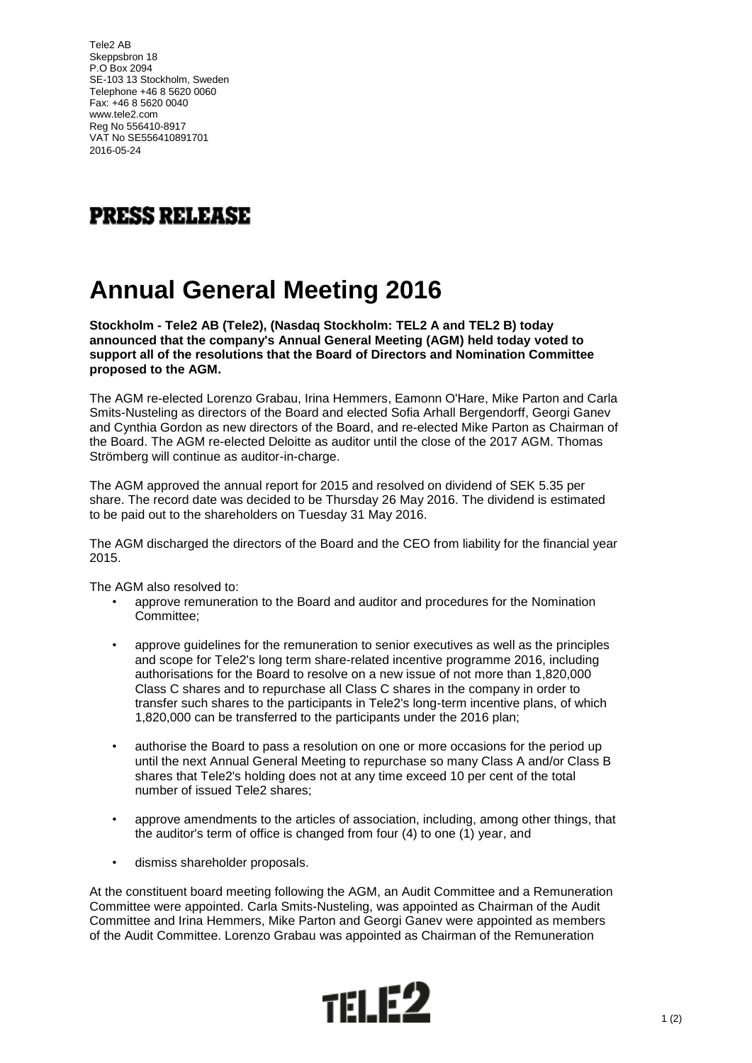Tele2 AB
Skeppsbron 18
P.O Box 2094
SE-103 13 Stockholm, Sweden
Telephone +46 8 5620 0060
Fax: +46 8 5620 0040
www.tele2.com
Reg No 556410-8917
VAT No SE556410891701
2016-05-24

**PRESS RELEASE**

# Annual General Meeting 2016

**Stockholm - Tele2 AB (Tele2), (Nasdaq Stockholm: TEL2 A and TEL2 B) today announced that the company's Annual General Meeting (AGM) held today voted to support all of the resolutions that the Board of Directors and Nomination Committee proposed to the AGM.**

The AGM re-elected Lorenzo Grabau, Irina Hemmers, Eamonn O'Hare, Mike Parton and Carla Smits-Nusteling as directors of the Board and elected Sofia Arhall Bergendorff, Georgi Ganev and Cynthia Gordon as new directors of the Board, and re-elected Mike Parton as Chairman of the Board. The AGM re-elected Deloitte as auditor until the close of the 2017 AGM. Thomas Strömberg will continue as auditor-in-charge.

The AGM approved the annual report for 2015 and resolved on dividend of SEK 5.35 per share. The record date was decided to be Thursday 26 May 2016. The dividend is estimated to be paid out to the shareholders on Tuesday 31 May 2016.

The AGM discharged the directors of the Board and the CEO from liability for the financial year 2015.

The AGM also resolved to:

- approve remuneration to the Board and auditor and procedures for the Nomination Committee;
- approve guidelines for the remuneration to senior executives as well as the principles and scope for Tele2's long term share-related incentive programme 2016, including authorisations for the Board to resolve on a new issue of not more than 1,820,000 Class C shares and to repurchase all Class C shares in the company in order to transfer such shares to the participants in Tele2's long-term incentive plans, of which 1,820,000 can be transferred to the participants under the 2016 plan;
- authorise the Board to pass a resolution on one or more occasions for the period up until the next Annual General Meeting to repurchase so many Class A and/or Class B shares that Tele2's holding does not at any time exceed 10 per cent of the total number of issued Tele2 shares;
- approve amendments to the articles of association, including, among other things, that the auditor's term of office is changed from four (4) to one (1) year, and
- dismiss shareholder proposals.

At the constituent board meeting following the AGM, an Audit Committee and a Remuneration Committee were appointed. Carla Smits-Nusteling, was appointed as Chairman of the Audit Committee and Irina Hemmers, Mike Parton and Georgi Ganev were appointed as members of the Audit Committee. Lorenzo Grabau was appointed as Chairman of the Remuneration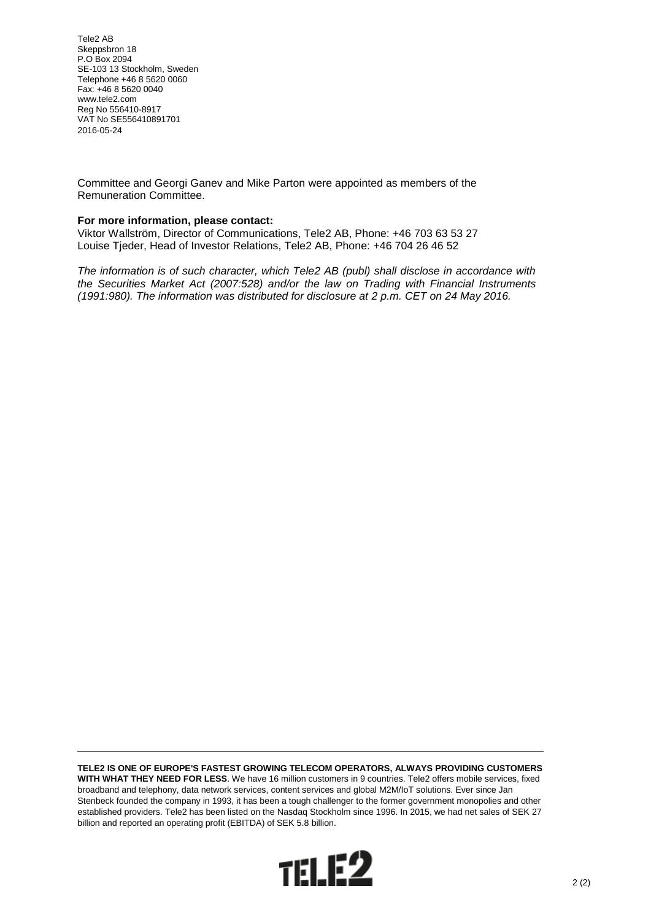Tele2 AB
Skeppsbron 18
P.O Box 2094
SE-103 13 Stockholm, Sweden
Telephone +46 8 5620 0060
Fax: +46 8 5620 0040
www.tele2.com
Reg No 556410-8917
VAT No SE556410891701
2016-05-24

Committee and Georgi Ganev and Mike Parton were appointed as members of the Remuneration Committee.

**For more information, please contact:**
Viktor Wallström, Director of Communications, Tele2 AB, Phone: +46 703 63 53 27
Louise Tjeder, Head of Investor Relations, Tele2 AB, Phone: +46 704 26 46 52

*The information is of such character, which Tele2 AB (publ) shall disclose in accordance with the Securities Market Act (2007:528) and/or the law on Trading with Financial Instruments (1991:980). The information was distributed for disclosure at 2 p.m. CET on 24 May 2016.*

---

**TELE2 IS ONE OF EUROPE'S FASTEST GROWING TELECOM OPERATORS, ALWAYS PROVIDING CUSTOMERS WITH WHAT THEY NEED FOR LESS**. We have 16 million customers in 9 countries. Tele2 offers mobile services, fixed broadband and telephony, data network services, content services and global M2M/IoT solutions. Ever since Jan Stenbeck founded the company in 1993, it has been a tough challenger to the former government monopolies and other established providers. Tele2 has been listed on the Nasdaq Stockholm since 1996. In 2015, we had net sales of SEK 27 billion and reported an operating profit (EBITDA) of SEK 5.8 billion.